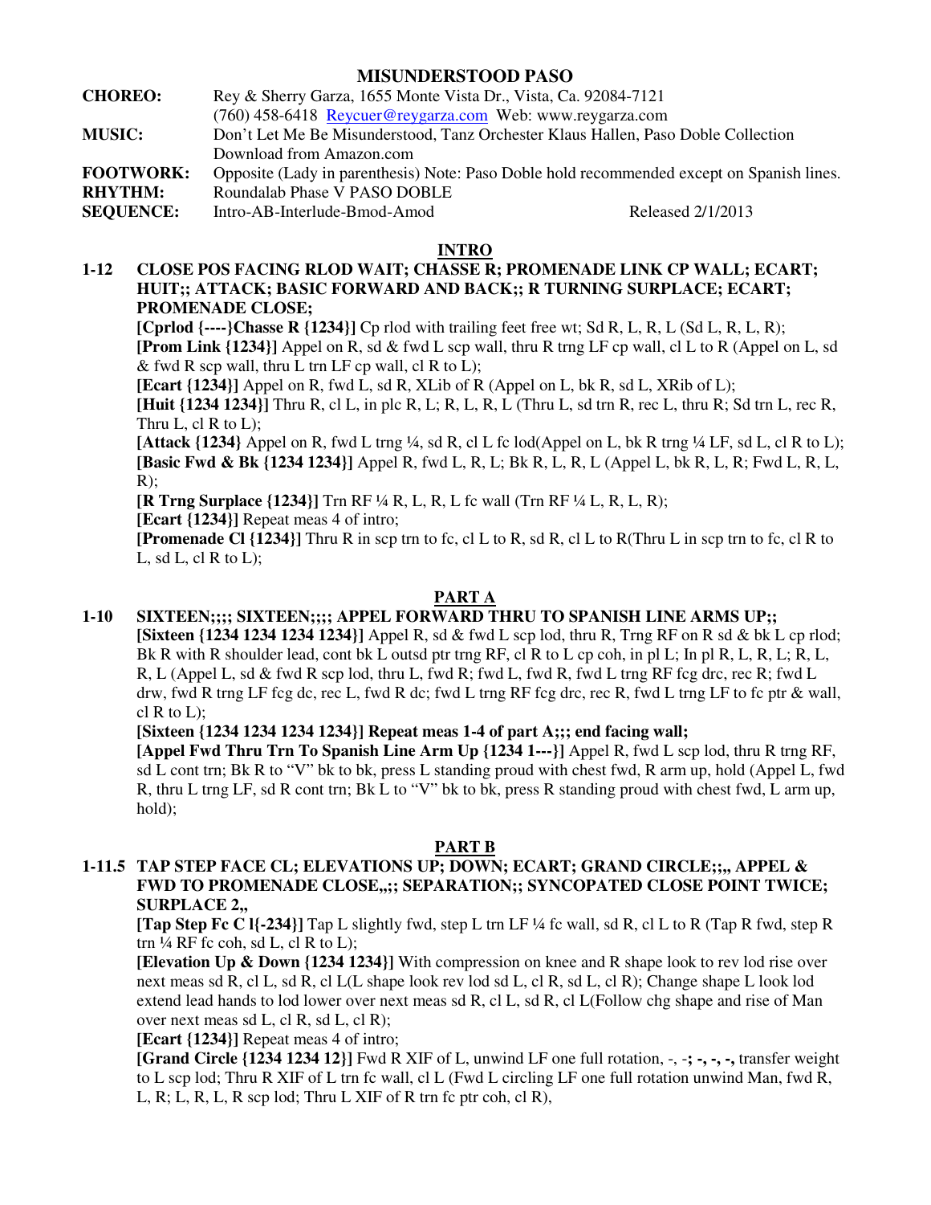# MISUNDERSTOOD PASO

**CHOREO:** Rey & Sherry Garza, 1655 Monte Vista Dr., Vista, Ca. 92084-7121
(760) 458-6418 Reycuer@reygarza.com Web: www.reygarza.com

**MUSIC:** Don't Let Me Be Misunderstood, Tanz Orchester Klaus Hallen, Paso Doble Collection
Download from Amazon.com

**FOOTWORK:** Opposite (Lady in parenthesis) Note: Paso Doble hold recommended except on Spanish lines.

**RHYTHM:** Roundalab Phase V PASO DOBLE

**SEQUENCE:** Intro-AB-Interlude-Bmod-Amod Released 2/1/2013

## INTRO

**1-12 CLOSE POS FACING RLOD WAIT; CHASSE R; PROMENADE LINK CP WALL; ECART; HUIT;; ATTACK; BASIC FORWARD AND BACK;; R TURNING SURPLACE; ECART; PROMENADE CLOSE;**

**[Cprlod {----}Chasse R {1234}]** Cp rlod with trailing feet free wt; Sd R, L, R, L (Sd L, R, L, R);

**[Prom Link {1234}]** Appel on R, sd & fwd L scp wall, thru R trng LF cp wall, cl L to R (Appel on L, sd & fwd R scp wall, thru L trn LF cp wall, cl R to L);

**[Ecart {1234}]** Appel on R, fwd L, sd R, XLib of R (Appel on L, bk R, sd L, XRib of L);

**[Huit {1234 1234}]** Thru R, cl L, in plc R, L; R, L, R, L (Thru L, sd trn R, rec L, thru R; Sd trn L, rec R, Thru L, cl R to L);

**[Attack {1234}** Appel on R, fwd L trng ¼, sd R, cl L fc lod(Appel on L, bk R trng ¼ LF, sd L, cl R to L);

**[Basic Fwd & Bk {1234 1234}]** Appel R, fwd L, R, L; Bk R, L, R, L (Appel L, bk R, L, R; Fwd L, R, L, R);

**[R Trng Surplace {1234}]** Trn RF ¼ R, L, R, L fc wall (Trn RF ¼ L, R, L, R);

**[Ecart {1234}]** Repeat meas 4 of intro;

**[Promenade Cl {1234}]** Thru R in scp trn to fc, cl L to R, sd R, cl L to R(Thru L in scp trn to fc, cl R to L, sd L, cl R to L);

## PART A

**1-10 SIXTEEN;;;; SIXTEEN;;;; APPEL FORWARD THRU TO SPANISH LINE ARMS UP;;**

**[Sixteen {1234 1234 1234 1234}]** Appel R, sd & fwd L scp lod, thru R, Trng RF on R sd & bk L cp rlod; Bk R with R shoulder lead, cont bk L outsd ptr trng RF, cl R to L cp coh, in pl L; In pl R, L, R, L; R, L, R, L (Appel L, sd & fwd R scp lod, thru L, fwd R; fwd L, fwd R, fwd L trng RF fcg drc, rec R; fwd L drw, fwd R trng LF fcg dc, rec L, fwd R dc; fwd L trng RF fcg drc, rec R, fwd L trng LF to fc ptr & wall, cl R to L);

**[Sixteen {1234 1234 1234 1234}] Repeat meas 1-4 of part A;;; end facing wall;**

**[Appel Fwd Thru Trn To Spanish Line Arm Up {1234 1---}]** Appel R, fwd L scp lod, thru R trng RF, sd L cont trn; Bk R to "V" bk to bk, press L standing proud with chest fwd, R arm up, hold (Appel L, fwd R, thru L trng LF, sd R cont trn; Bk L to "V" bk to bk, press R standing proud with chest fwd, L arm up, hold);

## PART B

**1-11.5 TAP STEP FACE CL; ELEVATIONS UP; DOWN; ECART; GRAND CIRCLE;;,, APPEL & FWD TO PROMENADE CLOSE,,;; SEPARATION;; SYNCOPATED CLOSE POINT TWICE; SURPLACE 2,,**

**[Tap Step Fc C l{-234}]** Tap L slightly fwd, step L trn LF ¼ fc wall, sd R, cl L to R (Tap R fwd, step R trn ¼ RF fc coh, sd L, cl R to L);

**[Elevation Up & Down {1234 1234}]** With compression on knee and R shape look to rev lod rise over next meas sd R, cl L, sd R, cl L(L shape look rev lod sd L, cl R, sd L, cl R); Change shape L look lod extend lead hands to lod lower over next meas sd R, cl L, sd R, cl L(Follow chg shape and rise of Man over next meas sd L, cl R, sd L, cl R);

**[Ecart {1234}]** Repeat meas 4 of intro;

**[Grand Circle {1234 1234 12}]** Fwd R XIF of L, unwind LF one full rotation, -, -**; -, -, -,** transfer weight to L scp lod; Thru R XIF of L trn fc wall, cl L (Fwd L circling LF one full rotation unwind Man, fwd R, L, R; L, R, L, R scp lod; Thru L XIF of R trn fc ptr coh, cl R),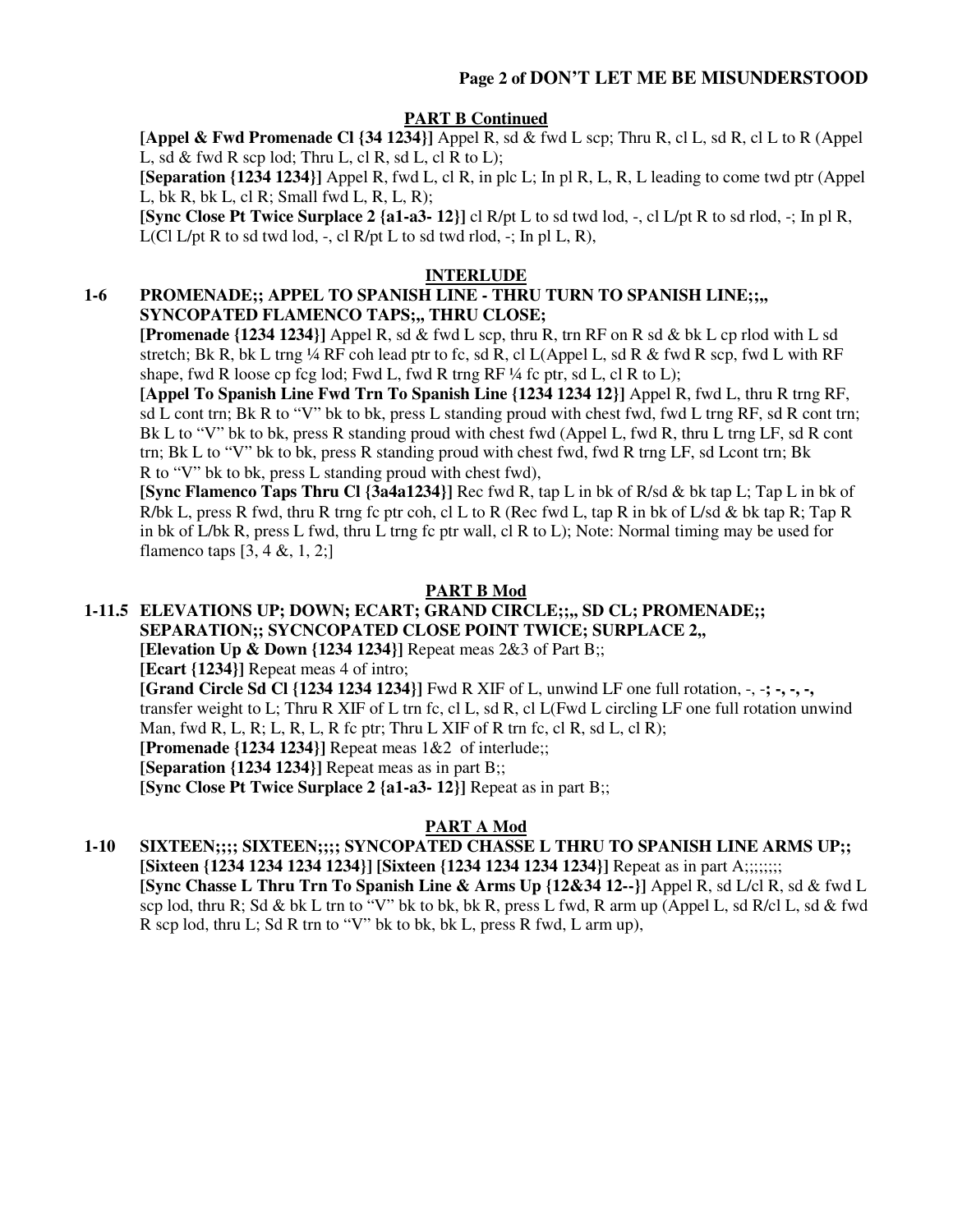## PART B Continued

**[Appel & Fwd Promenade Cl {34 1234}]** Appel R, sd & fwd L scp; Thru R, cl L, sd R, cl L to R (Appel L, sd & fwd R scp lod; Thru L, cl R, sd L, cl R to L);

**[Separation {1234 1234}]** Appel R, fwd L, cl R, in plc L; In pl R, L, R, L leading to come twd ptr (Appel L, bk R, bk L, cl R; Small fwd L, R, L, R);

**[Sync Close Pt Twice Surplace 2 {a1-a3- 12}]** cl R/pt L to sd twd lod, -, cl L/pt R to sd rlod, -; In pl R, L(Cl L/pt R to sd twd lod, -, cl R/pt L to sd twd rlod, -; In pl L, R),

## INTERLUDE

**1-6 PROMENADE;; APPEL TO SPANISH LINE - THRU TURN TO SPANISH LINE;;,, SYNCOPATED FLAMENCO TAPS;,, THRU CLOSE;**

**[Promenade {1234 1234}]** Appel R, sd & fwd L scp, thru R, trn RF on R sd & bk L cp rlod with L sd stretch; Bk R, bk L trng ¼ RF coh lead ptr to fc, sd R, cl L(Appel L, sd R & fwd R scp, fwd L with RF shape, fwd R loose cp fcg lod; Fwd L, fwd R trng RF ¼ fc ptr, sd L, cl R to L);

**[Appel To Spanish Line Fwd Trn To Spanish Line {1234 1234 12}]** Appel R, fwd L, thru R trng RF, sd L cont trn; Bk R to "V" bk to bk, press L standing proud with chest fwd, fwd L trng RF, sd R cont trn; Bk L to "V" bk to bk, press R standing proud with chest fwd (Appel L, fwd R, thru L trng LF, sd R cont trn; Bk L to "V" bk to bk, press R standing proud with chest fwd, fwd R trng LF, sd Lcont trn; Bk R to "V" bk to bk, press L standing proud with chest fwd),

**[Sync Flamenco Taps Thru Cl {3a4a1234}]** Rec fwd R, tap L in bk of R/sd & bk tap L; Tap L in bk of R/bk L, press R fwd, thru R trng fc ptr coh, cl L to R (Rec fwd L, tap R in bk of L/sd & bk tap R; Tap R in bk of L/bk R, press L fwd, thru L trng fc ptr wall, cl R to L); Note: Normal timing may be used for flamenco taps [3, 4 &, 1, 2;]

## PART B Mod

**1-11.5 ELEVATIONS UP; DOWN; ECART; GRAND CIRCLE;;,, SD CL; PROMENADE;; SEPARATION;; SYCNCOPATED CLOSE POINT TWICE; SURPLACE 2,,**

**[Elevation Up & Down {1234 1234}]** Repeat meas 2&3 of Part B;;

**[Ecart {1234}]** Repeat meas 4 of intro;

**[Grand Circle Sd Cl {1234 1234 1234}]** Fwd R XIF of L, unwind LF one full rotation, -, -**; -, -, -,** transfer weight to L; Thru R XIF of L trn fc, cl L, sd R, cl L(Fwd L circling LF one full rotation unwind Man, fwd R, L, R; L, R, L, R fc ptr; Thru L XIF of R trn fc, cl R, sd L, cl R);

**[Promenade {1234 1234}]** Repeat meas 1&2 of interlude;;

**[Separation {1234 1234}]** Repeat meas as in part B;;

**[Sync Close Pt Twice Surplace 2 {a1-a3- 12}]** Repeat as in part B;;

## PART A Mod

**1-10 SIXTEEN;;;; SIXTEEN;;;; SYNCOPATED CHASSE L THRU TO SPANISH LINE ARMS UP;;**

**[Sixteen {1234 1234 1234 1234}] [Sixteen {1234 1234 1234 1234}]** Repeat as in part A;;;;;;;;

**[Sync Chasse L Thru Trn To Spanish Line & Arms Up {12&34 12--}]** Appel R, sd L/cl R, sd & fwd L scp lod, thru R; Sd & bk L trn to "V" bk to bk, bk R, press L fwd, R arm up (Appel L, sd R/cl L, sd & fwd R scp lod, thru L; Sd R trn to "V" bk to bk, bk L, press R fwd, L arm up),